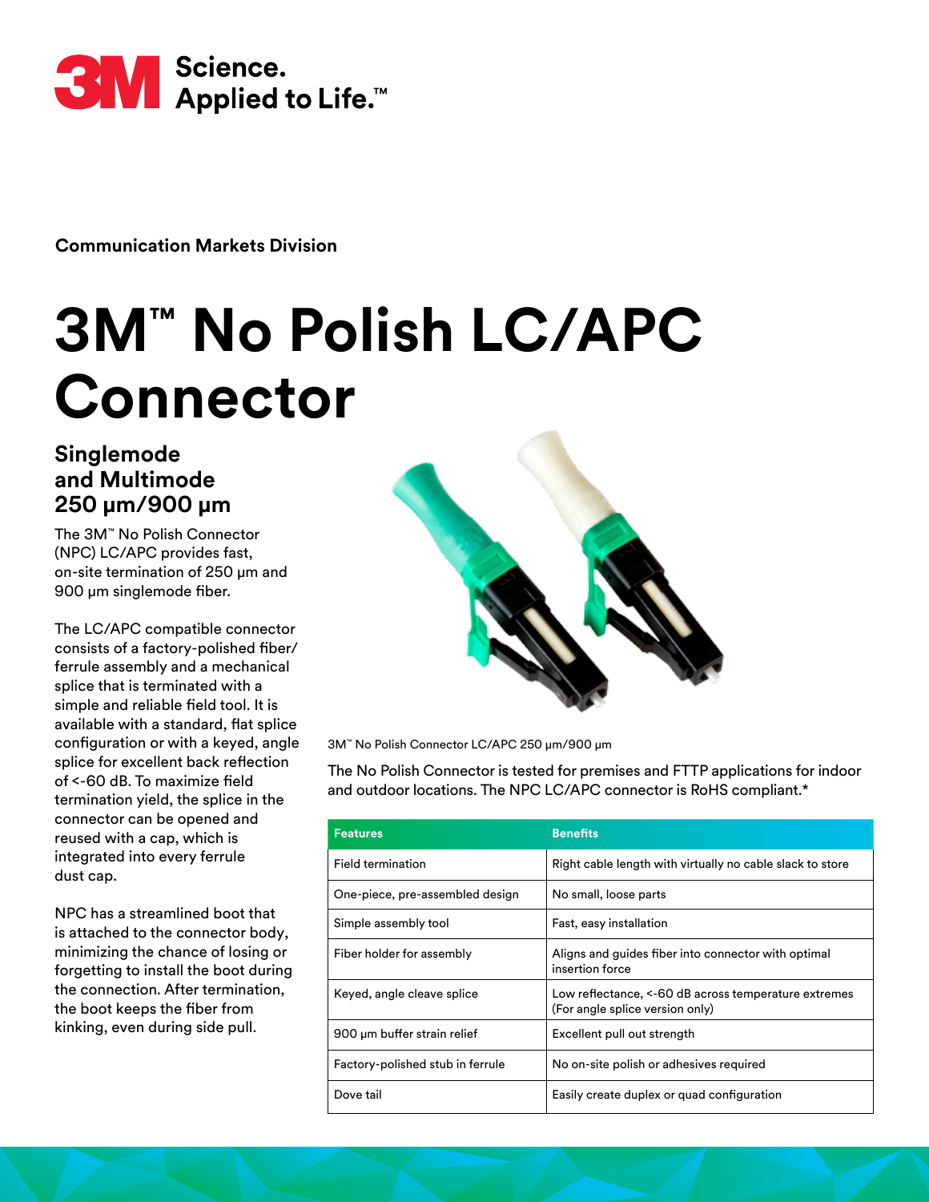3M Science. Applied to Life.™

**Communication Markets Division**

# 3M™ No Polish LC/APC Connector

## Singlemode and Multimode 250 µm/900 µm

The 3M™ No Polish Connector (NPC) LC/APC provides fast, on-site termination of 250 µm and 900 µm singlemode fiber.

The LC/APC compatible connector consists of a factory-polished fiber/ferrule assembly and a mechanical splice that is terminated with a simple and reliable field tool. It is available with a standard, flat splice configuration or with a keyed, angle splice for excellent back reflection of <-60 dB. To maximize field termination yield, the splice in the connector can be opened and reused with a cap, which is integrated into every ferrule dust cap.

NPC has a streamlined boot that is attached to the connector body, minimizing the chance of losing or forgetting to install the boot during the connection. After termination, the boot keeps the fiber from kinking, even during side pull.

3M™ No Polish Connector LC/APC 250 µm/900 µm

The No Polish Connector is tested for premises and FTTP applications for indoor and outdoor locations. The NPC LC/APC connector is RoHS compliant.*

| Features | Benefits |
| --- | --- |
| Field termination | Right cable length with virtually no cable slack to store |
| One-piece, pre-assembled design | No small, loose parts |
| Simple assembly tool | Fast, easy installation |
| Fiber holder for assembly | Aligns and guides fiber into connector with optimal insertion force |
| Keyed, angle cleave splice | Low reflectance, <-60 dB across temperature extremes (For angle splice version only) |
| 900 µm buffer strain relief | Excellent pull out strength |
| Factory-polished stub in ferrule | No on-site polish or adhesives required |
| Dove tail | Easily create duplex or quad configuration |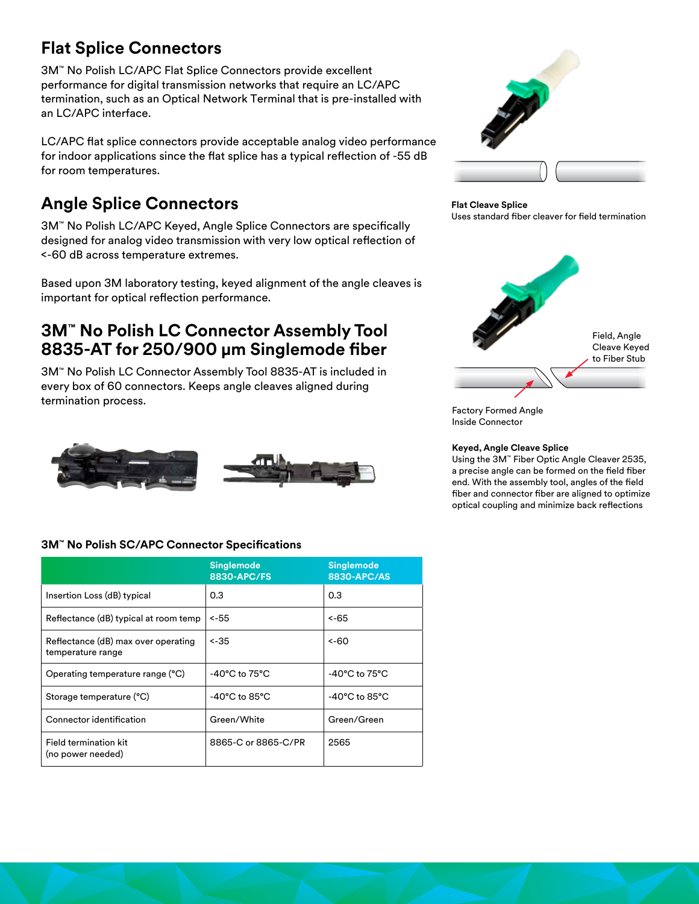## Flat Splice Connectors

3M™ No Polish LC/APC Flat Splice Connectors provide excellent performance for digital transmission networks that require an LC/APC termination, such as an Optical Network Terminal that is pre-installed with an LC/APC interface.

LC/APC flat splice connectors provide acceptable analog video performance for indoor applications since the flat splice has a typical reflection of -55 dB for room temperatures.

**Flat Cleave Splice**
Uses standard fiber cleaver for field termination

## Angle Splice Connectors

3M™ No Polish LC/APC Keyed, Angle Splice Connectors are specifically designed for analog video transmission with very low optical reflection of <-60 dB across temperature extremes.

Based upon 3M laboratory testing, keyed alignment of the angle cleaves is important for optical reflection performance.

Field, Angle Cleave Keyed to Fiber Stub

Factory Formed Angle Inside Connector

**Keyed, Angle Cleave Splice**
Using the 3M™ Fiber Optic Angle Cleaver 2535, a precise angle can be formed on the field fiber end. With the assembly tool, angles of the field fiber and connector fiber are aligned to optimize optical coupling and minimize back reflections

## 3M™ No Polish LC Connector Assembly Tool 8835-AT for 250/900 µm Singlemode fiber

3M™ No Polish LC Connector Assembly Tool 8835-AT is included in every box of 60 connectors. Keeps angle cleaves aligned during termination process.

### 3M™ No Polish SC/APC Connector Specifications

| | Singlemode 8830-APC/FS | Singlemode 8830-APC/AS |
|---|---|---|
| Insertion Loss (dB) typical | 0.3 | 0.3 |
| Reflectance (dB) typical at room temp | <-55 | <-65 |
| Reflectance (dB) max over operating temperature range | <-35 | <-60 |
| Operating temperature range (°C) | -40°C to 75°C | -40°C to 75°C |
| Storage temperature (°C) | -40°C to 85°C | -40°C to 85°C |
| Connector identification | Green/White | Green/Green |
| Field termination kit (no power needed) | 8865-C or 8865-C/PR | 2565 |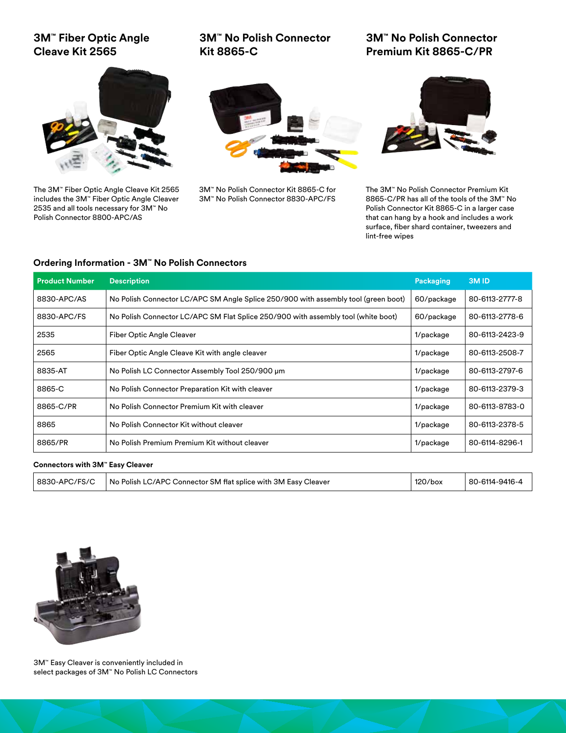## 3M™ Fiber Optic Angle Cleave Kit 2565

The 3M™ Fiber Optic Angle Cleave Kit 2565 includes the 3M™ Fiber Optic Angle Cleaver 2535 and all tools necessary for 3M™ No Polish Connector 8800-APC/AS

## 3M™ No Polish Connector Kit 8865-C

3M™ No Polish Connector Kit 8865-C for 3M™ No Polish Connector 8830-APC/FS

## 3M™ No Polish Connector Premium Kit 8865-C/PR

The 3M™ No Polish Connector Premium Kit 8865-C/PR has all of the tools of the 3M™ No Polish Connector Kit 8865-C in a larger case that can hang by a hook and includes a work surface, fiber shard container, tweezers and lint-free wipes

### Ordering Information - 3M™ No Polish Connectors

| Product Number | Description | Packaging | 3M ID |
|---|---|---|---|
| 8830-APC/AS | No Polish Connector LC/APC SM Angle Splice 250/900 with assembly tool (green boot) | 60/package | 80-6113-2777-8 |
| 8830-APC/FS | No Polish Connector LC/APC SM Flat Splice 250/900 with assembly tool (white boot) | 60/package | 80-6113-2778-6 |
| 2535 | Fiber Optic Angle Cleaver | 1/package | 80-6113-2423-9 |
| 2565 | Fiber Optic Angle Cleave Kit with angle cleaver | 1/package | 80-6113-2508-7 |
| 8835-AT | No Polish LC Connector Assembly Tool 250/900 µm | 1/package | 80-6113-2797-6 |
| 8865-C | No Polish Connector Preparation Kit with cleaver | 1/package | 80-6113-2379-3 |
| 8865-C/PR | No Polish Connector Premium Kit with cleaver | 1/package | 80-6113-8783-0 |
| 8865 | No Polish Connector Kit without cleaver | 1/package | 80-6113-2378-5 |
| 8865/PR | No Polish Premium Premium Kit without cleaver | 1/package | 80-6114-8296-1 |

**Connectors with 3M™ Easy Cleaver**

| | | | |
|---|---|---|---|
| 8830-APC/FS/C | No Polish LC/APC Connector SM flat splice with 3M Easy Cleaver | 120/box | 80-6114-9416-4 |

3M™ Easy Cleaver is conveniently included in select packages of 3M™ No Polish LC Connectors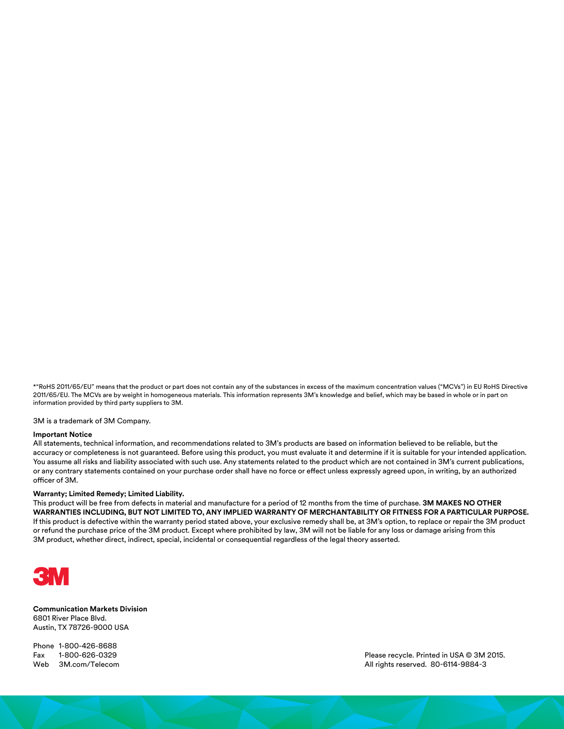*"RoHS 2011/65/EU" means that the product or part does not contain any of the substances in excess of the maximum concentration values ("MCVs") in EU RoHS Directive 2011/65/EU. The MCVs are by weight in homogeneous materials. This information represents 3M's knowledge and belief, which may be based in whole or in part on information provided by third party suppliers to 3M.

3M is a trademark of 3M Company.

**Important Notice**
All statements, technical information, and recommendations related to 3M's products are based on information believed to be reliable, but the accuracy or completeness is not guaranteed. Before using this product, you must evaluate it and determine if it is suitable for your intended application. You assume all risks and liability associated with such use. Any statements related to the product which are not contained in 3M's current publications, or any contrary statements contained on your purchase order shall have no force or effect unless expressly agreed upon, in writing, by an authorized officer of 3M.

**Warranty; Limited Remedy; Limited Liability.**
This product will be free from defects in material and manufacture for a period of 12 months from the time of purchase. **3M MAKES NO OTHER WARRANTIES INCLUDING, BUT NOT LIMITED TO, ANY IMPLIED WARRANTY OF MERCHANTABILITY OR FITNESS FOR A PARTICULAR PURPOSE.** If this product is defective within the warranty period stated above, your exclusive remedy shall be, at 3M's option, to replace or repair the 3M product or refund the purchase price of the 3M product. Except where prohibited by law, 3M will not be liable for any loss or damage arising from this 3M product, whether direct, indirect, special, incidental or consequential regardless of the legal theory asserted.

3M

**Communication Markets Division**
6801 River Place Blvd.
Austin, TX 78726-9000 USA

Phone 1-800-426-8688
Fax 1-800-626-0329
Web 3M.com/Telecom

Please recycle. Printed in USA © 3M 2015.
All rights reserved. 80-6114-9884-3